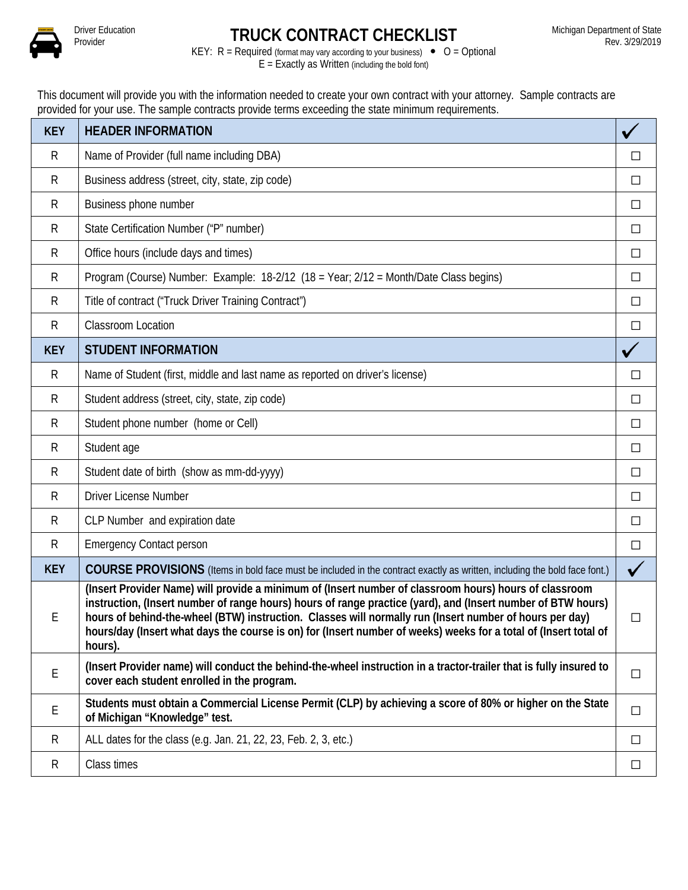Driver Education Provider

# TRUCK CONTRACT CHECKLIST

Michigan Department of State
Rev. 3/29/2019

KEY: R = Required (format may vary according to your business) • O = Optional
E = Exactly as Written (including the bold font)

This document will provide you with the information needed to create your own contract with your attorney. Sample contracts are provided for your use. The sample contracts provide terms exceeding the state minimum requirements.

| KEY | HEADER INFORMATION | ✓ |
|---|---|---|
| R | Name of Provider (full name including DBA) | ☐ |
| R | Business address (street, city, state, zip code) | ☐ |
| R | Business phone number | ☐ |
| R | State Certification Number ("P" number) | ☐ |
| R | Office hours (include days and times) | ☐ |
| R | Program (Course) Number: Example: 18-2/12 (18 = Year; 2/12 = Month/Date Class begins) | ☐ |
| R | Title of contract ("Truck Driver Training Contract") | ☐ |
| R | Classroom Location | ☐ |
| **KEY** | **STUDENT INFORMATION** | ✓ |
| R | Name of Student (first, middle and last name as reported on driver's license) | ☐ |
| R | Student address (street, city, state, zip code) | ☐ |
| R | Student phone number (home or Cell) | ☐ |
| R | Student age | ☐ |
| R | Student date of birth (show as mm-dd-yyyy) | ☐ |
| R | Driver License Number | ☐ |
| R | CLP Number and expiration date | ☐ |
| R | Emergency Contact person | ☐ |
| **KEY** | **COURSE PROVISIONS** (Items in bold face must be included in the contract exactly as written, including the bold face font.) | ✓ |
| E | **(Insert Provider Name) will provide a minimum of (Insert number of classroom hours) hours of classroom instruction, (Insert number of range hours) hours of range practice (yard), and (Insert number of BTW hours) hours of behind-the-wheel (BTW) instruction. Classes will normally run (Insert number of hours per day) hours/day (Insert what days the course is on) for (Insert number of weeks) weeks for a total of (Insert total of hours).** | ☐ |
| E | **(Insert Provider name) will conduct the behind-the-wheel instruction in a tractor-trailer that is fully insured to cover each student enrolled in the program.** | ☐ |
| E | **Students must obtain a Commercial License Permit (CLP) by achieving a score of 80% or higher on the State of Michigan "Knowledge" test.** | ☐ |
| R | ALL dates for the class (e.g. Jan. 21, 22, 23, Feb. 2, 3, etc.) | ☐ |
| R | Class times | ☐ |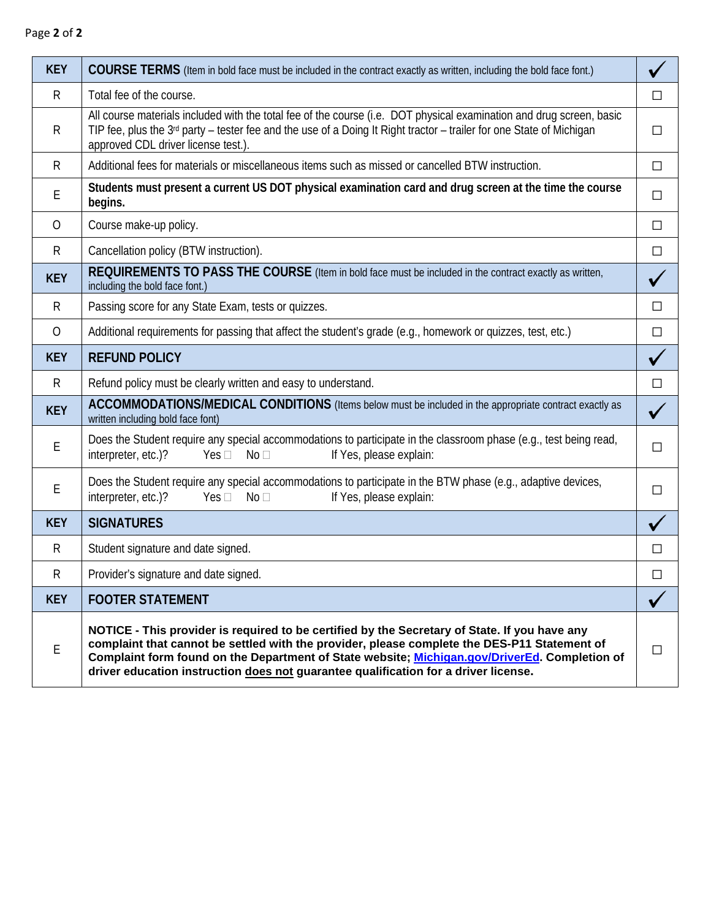| KEY | COURSE TERMS (Item in bold face must be included in the contract exactly as written, including the bold face font.) | ✓ |
| --- | --- | --- |
| R | Total fee of the course. | ☐ |
| R | All course materials included with the total fee of the course (i.e. DOT physical examination and drug screen, basic TIP fee, plus the 3rd party – tester fee and the use of a Doing It Right tractor – trailer for one State of Michigan approved CDL driver license test.). | ☐ |
| R | Additional fees for materials or miscellaneous items such as missed or cancelled BTW instruction. | ☐ |
| E | **Students must present a current US DOT physical examination card and drug screen at the time the course begins.** | ☐ |
| O | Course make-up policy. | ☐ |
| R | Cancellation policy (BTW instruction). | ☐ |
| **KEY** | **REQUIREMENTS TO PASS THE COURSE** (Item in bold face must be included in the contract exactly as written, including the bold face font.) | ✓ |
| R | Passing score for any State Exam, tests or quizzes. | ☐ |
| O | Additional requirements for passing that affect the student's grade (e.g., homework or quizzes, test, etc.) | ☐ |
| **KEY** | **REFUND POLICY** | ✓ |
| R | Refund policy must be clearly written and easy to understand. | ☐ |
| **KEY** | **ACCOMMODATIONS/MEDICAL CONDITIONS** (Items below must be included in the appropriate contract exactly as written including bold face font) | ✓ |
| E | Does the Student require any special accommodations to participate in the classroom phase (e.g., test being read, interpreter, etc.)? Yes ☐ No ☐ If Yes, please explain: | ☐ |
| E | Does the Student require any special accommodations to participate in the BTW phase (e.g., adaptive devices, interpreter, etc.)? Yes ☐ No ☐ If Yes, please explain: | ☐ |
| **KEY** | **SIGNATURES** | ✓ |
| R | Student signature and date signed. | ☐ |
| R | Provider's signature and date signed. | ☐ |
| **KEY** | **FOOTER STATEMENT** | ✓ |
| E | **NOTICE - This provider is required to be certified by the Secretary of State. If you have any complaint that cannot be settled with the provider, please complete the DES-P11 Statement of Complaint form found on the Department of State website; Michigan.gov/DriverEd. Completion of driver education instruction does not guarantee qualification for a driver license.** | ☐ |